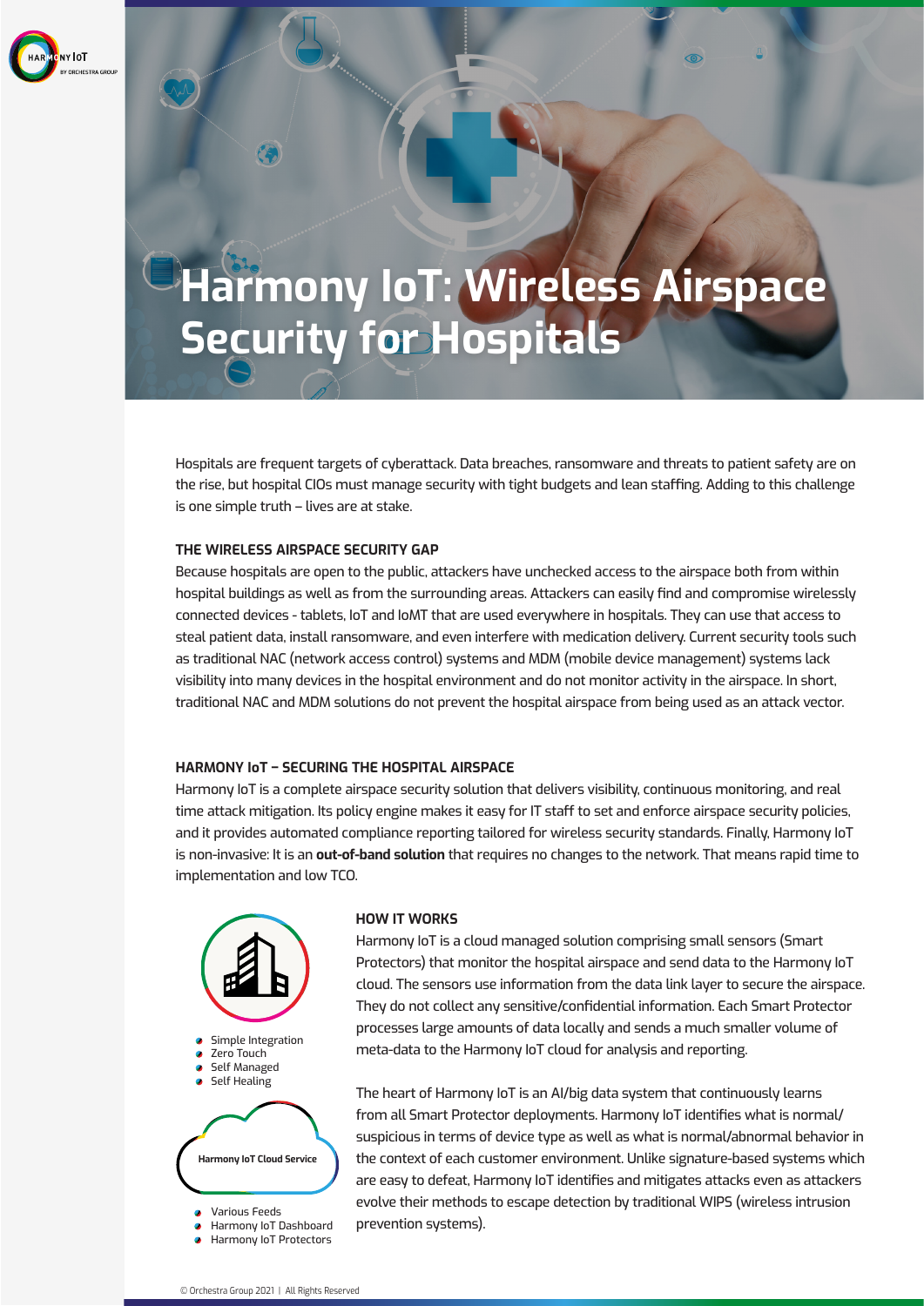# Harmony IoT: Wireless Airspace Security for Hospitals

Hospitals are frequent targets of cyberattack. Data breaches, ransomware and threats to patient safety are on the rise, but hospital CIOs must manage security with tight budgets and lean staffing. Adding to this challenge is one simple truth – lives are at stake.

## THE WIRELESS AIRSPACE SECURITY GAP

Because hospitals are open to the public, attackers have unchecked access to the airspace both from within hospital buildings as well as from the surrounding areas. Attackers can easily find and compromise wirelessly connected devices - tablets, IoT and IoMT that are used everywhere in hospitals. They can use that access to steal patient data, install ransomware, and even interfere with medication delivery. Current security tools such as traditional NAC (network access control) systems and MDM (mobile device management) systems lack visibility into many devices in the hospital environment and do not monitor activity in the airspace. In short, traditional NAC and MDM solutions do not prevent the hospital airspace from being used as an attack vector.

## HARMONY IoT – SECURING THE HOSPITAL AIRSPACE

Harmony IoT is a complete airspace security solution that delivers visibility, continuous monitoring, and real time attack mitigation. Its policy engine makes it easy for IT staff to set and enforce airspace security policies, and it provides automated compliance reporting tailored for wireless security standards. Finally, Harmony IoT is non-invasive: It is an **out-of-band solution** that requires no changes to the network. That means rapid time to implementation and low TCO.

- Simple Integration
- Zero Touch
- Self Managed
- Self Healing

Harmony IoT Cloud Service

- Various Feeds
- Harmony IoT Dashboard
- Harmony IoT Protectors

## HOW IT WORKS

Harmony IoT is a cloud managed solution comprising small sensors (Smart Protectors) that monitor the hospital airspace and send data to the Harmony IoT cloud. The sensors use information from the data link layer to secure the airspace. They do not collect any sensitive/confidential information. Each Smart Protector processes large amounts of data locally and sends a much smaller volume of meta-data to the Harmony IoT cloud for analysis and reporting.

The heart of Harmony IoT is an AI/big data system that continuously learns from all Smart Protector deployments. Harmony IoT identifies what is normal/suspicious in terms of device type as well as what is normal/abnormal behavior in the context of each customer environment. Unlike signature-based systems which are easy to defeat, Harmony IoT identifies and mitigates attacks even as attackers evolve their methods to escape detection by traditional WIPS (wireless intrusion prevention systems).

© Orchestra Group 2021 | All Rights Reserved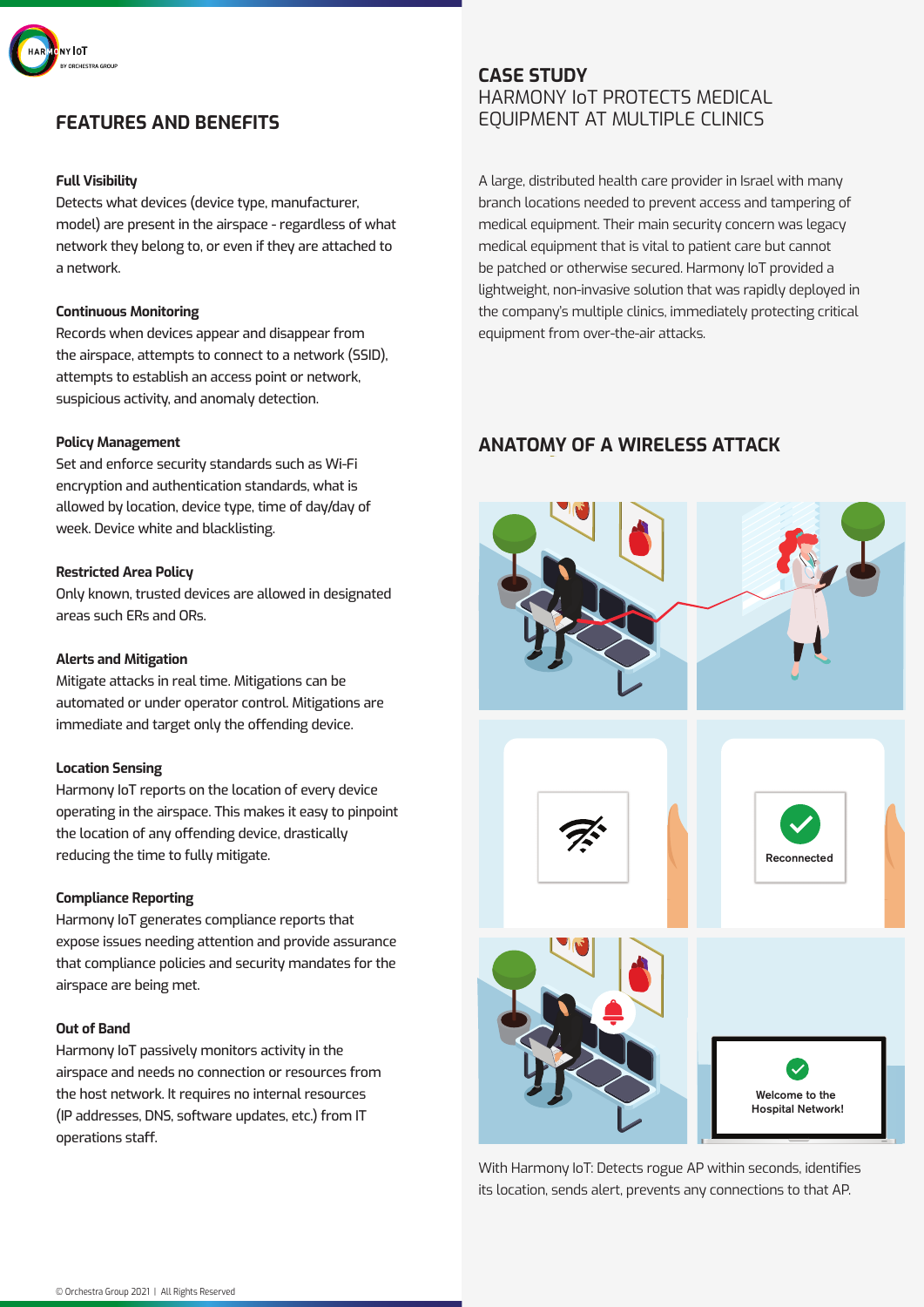## FEATURES AND BENEFITS

**Full Visibility**
Detects what devices (device type, manufacturer, model) are present in the airspace - regardless of what network they belong to, or even if they are attached to a network.

**Continuous Monitoring**
Records when devices appear and disappear from the airspace, attempts to connect to a network (SSID), attempts to establish an access point or network, suspicious activity, and anomaly detection.

**Policy Management**
Set and enforce security standards such as Wi-Fi encryption and authentication standards, what is allowed by location, device type, time of day/day of week. Device white and blacklisting.

**Restricted Area Policy**
Only known, trusted devices are allowed in designated areas such ERs and ORs.

**Alerts and Mitigation**
Mitigate attacks in real time. Mitigations can be automated or under operator control. Mitigations are immediate and target only the offending device.

**Location Sensing**
Harmony IoT reports on the location of every device operating in the airspace. This makes it easy to pinpoint the location of any offending device, drastically reducing the time to fully mitigate.

**Compliance Reporting**
Harmony IoT generates compliance reports that expose issues needing attention and provide assurance that compliance policies and security mandates for the airspace are being met.

**Out of Band**
Harmony IoT passively monitors activity in the airspace and needs no connection or resources from the host network. It requires no internal resources (IP addresses, DNS, software updates, etc.) from IT operations staff.

## CASE STUDY
HARMONY IoT PROTECTS MEDICAL EQUIPMENT AT MULTIPLE CLINICS

A large, distributed health care provider in Israel with many branch locations needed to prevent access and tampering of medical equipment. Their main security concern was legacy medical equipment that is vital to patient care but cannot be patched or otherwise secured. Harmony IoT provided a lightweight, non-invasive solution that was rapidly deployed in the company's multiple clinics, immediately protecting critical equipment from over-the-air attacks.

## ANATOMY OF A WIRELESS ATTACK

Reconnected

Welcome to the Hospital Network!

With Harmony IoT: Detects rogue AP within seconds, identifies its location, sends alert, prevents any connections to that AP.